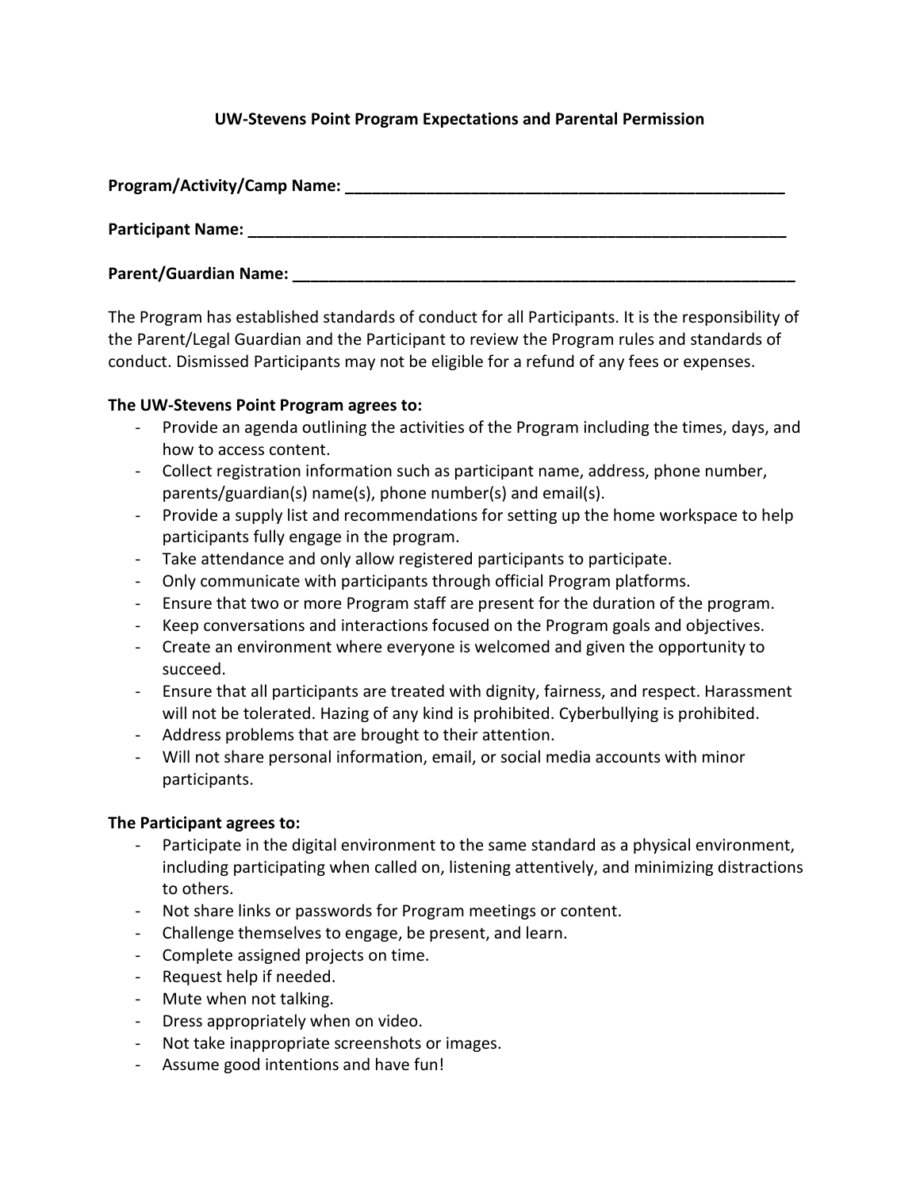## UW-Stevens Point Program Expectations and Parental Permission

**Program/Activity/Camp Name: ____________________________________________________**

**Participant Name: _________________________________________________________________**

**Parent/Guardian Name: ____________________________________________________________**

The Program has established standards of conduct for all Participants. It is the responsibility of the Parent/Legal Guardian and the Participant to review the Program rules and standards of conduct. Dismissed Participants may not be eligible for a refund of any fees or expenses.

**The UW-Stevens Point Program agrees to:**

- Provide an agenda outlining the activities of the Program including the times, days, and how to access content.
- Collect registration information such as participant name, address, phone number, parents/guardian(s) name(s), phone number(s) and email(s).
- Provide a supply list and recommendations for setting up the home workspace to help participants fully engage in the program.
- Take attendance and only allow registered participants to participate.
- Only communicate with participants through official Program platforms.
- Ensure that two or more Program staff are present for the duration of the program.
- Keep conversations and interactions focused on the Program goals and objectives.
- Create an environment where everyone is welcomed and given the opportunity to succeed.
- Ensure that all participants are treated with dignity, fairness, and respect. Harassment will not be tolerated. Hazing of any kind is prohibited. Cyberbullying is prohibited.
- Address problems that are brought to their attention.
- Will not share personal information, email, or social media accounts with minor participants.

**The Participant agrees to:**

- Participate in the digital environment to the same standard as a physical environment, including participating when called on, listening attentively, and minimizing distractions to others.
- Not share links or passwords for Program meetings or content.
- Challenge themselves to engage, be present, and learn.
- Complete assigned projects on time.
- Request help if needed.
- Mute when not talking.
- Dress appropriately when on video.
- Not take inappropriate screenshots or images.
- Assume good intentions and have fun!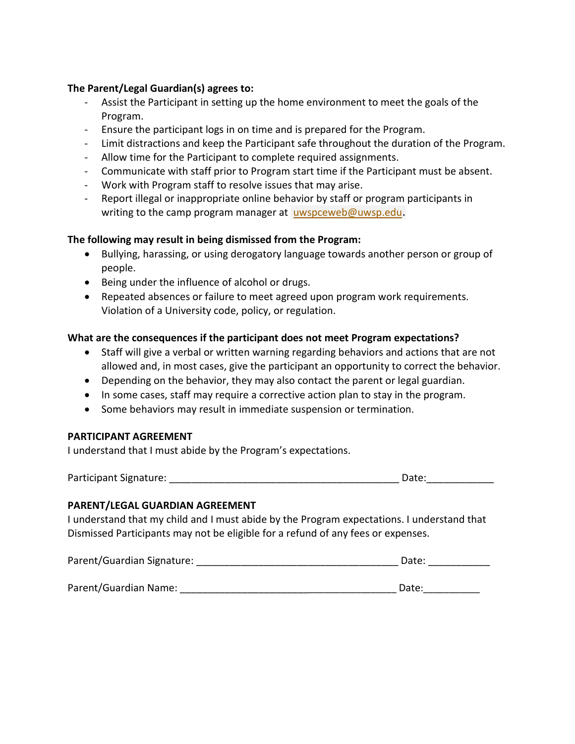**The Parent/Legal Guardian(s) agrees to:**

- Assist the Participant in setting up the home environment to meet the goals of the Program.
- Ensure the participant logs in on time and is prepared for the Program.
- Limit distractions and keep the Participant safe throughout the duration of the Program.
- Allow time for the Participant to complete required assignments.
- Communicate with staff prior to Program start time if the Participant must be absent.
- Work with Program staff to resolve issues that may arise.
- Report illegal or inappropriate online behavior by staff or program participants in writing to the camp program manager at uwspceweb@uwsp.edu.

**The following may result in being dismissed from the Program:**

- Bullying, harassing, or using derogatory language towards another person or group of people.
- Being under the influence of alcohol or drugs.
- Repeated absences or failure to meet agreed upon program work requirements. Violation of a University code, policy, or regulation.

**What are the consequences if the participant does not meet Program expectations?**

- Staff will give a verbal or written warning regarding behaviors and actions that are not allowed and, in most cases, give the participant an opportunity to correct the behavior.
- Depending on the behavior, they may also contact the parent or legal guardian.
- In some cases, staff may require a corrective action plan to stay in the program.
- Some behaviors may result in immediate suspension or termination.

**PARTICIPANT AGREEMENT**

I understand that I must abide by the Program's expectations.

Participant Signature: __________________________________________ Date:____________

**PARENT/LEGAL GUARDIAN AGREEMENT**

I understand that my child and I must abide by the Program expectations. I understand that Dismissed Participants may not be eligible for a refund of any fees or expenses.

Parent/Guardian Signature: _____________________________________ Date: ___________

Parent/Guardian Name: ________________________________________ Date:__________